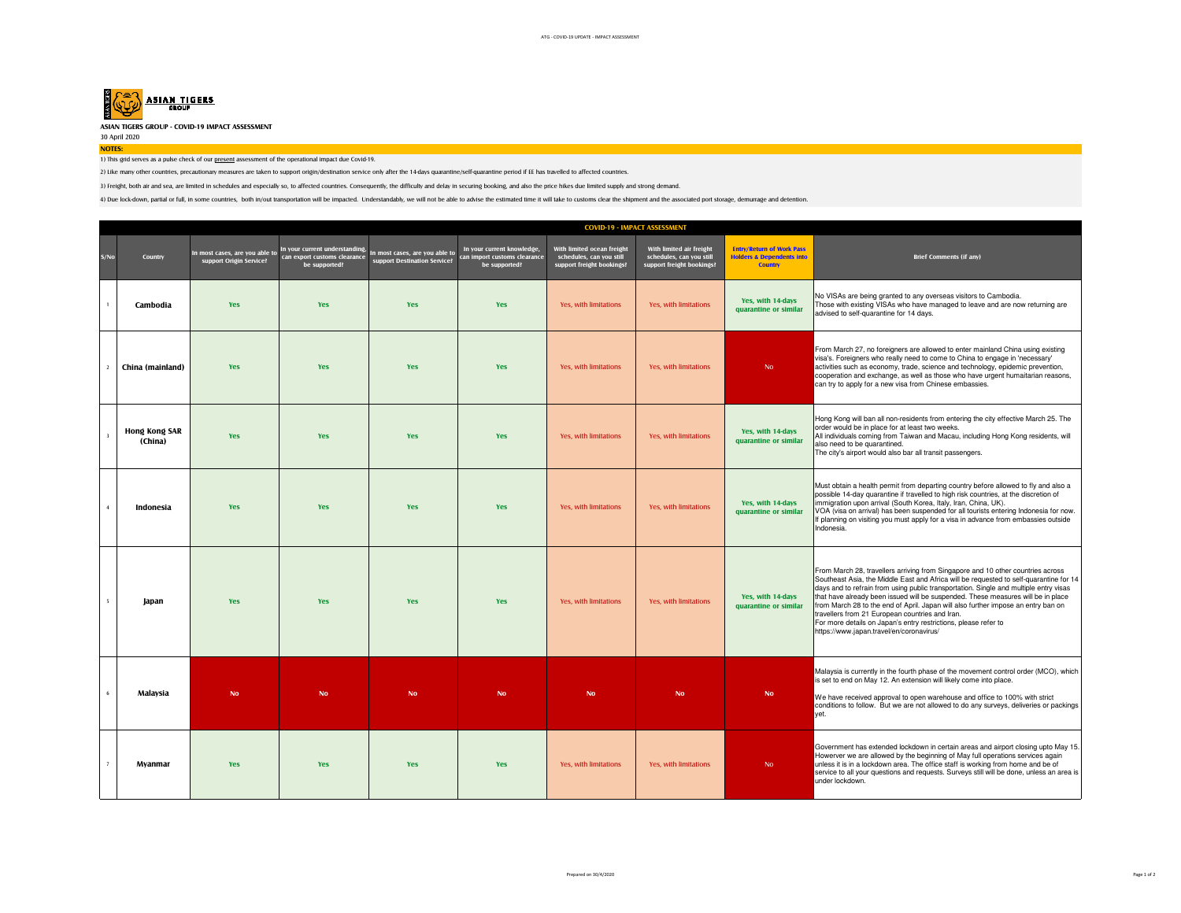**ASIAN TIGERS GROUP - COVID-19 IMPACT ASSESSMENT**

30 April 2020

**NOTES:**

1) This grid serves as a pulse check of our present assessment of the operational impact due Covid-19.

2) Like many other countries, precautionary measures are taken to support origin/destination service only after the 14-days quarantine/self-quarantine period if EE has travelled to affected countries.

3) Freight, both air and sea, are limited in schedules and especially so, to affected countries. Consequently, the difficulty and delay in securing booking, and also the price hikes due limited supply and strong demand.

4) Due lock-down, partial or full, in some countries, both in/out transportation will be impacted. Understandably, we will not be able to advise the estimated time it will take to customs clear the shipment and the associated port storage, demurrage and detention.

**COVID-19 - IMPACT ASSESSMENT**

| S/No | Country | In most cases, are you able to support Origin Service? | In your current understanding, can export customs clearance be supported? | In most cases, are you able to support Destination Service? | In your current knowledge, can import customs clearance be supported? | With limited ocean freight schedules, can you still support freight bookings? | With limited air freight schedules, can you still support freight bookings? | Entry/Return of Work Pass Holders & Dependents into Country | Brief Comments (if any) |
|---|---|---|---|---|---|---|---|---|---|
| 1 | Cambodia | Yes | Yes | Yes | Yes | Yes, with limitations | Yes, with limitations | Yes, with 14-days quarantine or similar | No VISAs are being granted to any overseas visitors to Cambodia. Those with existing VISAs who have managed to leave and are now returning are advised to self-quarantine for 14 days. |
| 2 | China (mainland) | Yes | Yes | Yes | Yes | Yes, with limitations | Yes, with limitations | No | From March 27, no foreigners are allowed to enter mainland China using existing visa's. Foreigners who really need to come to China to engage in 'necessary' activities such as economy, trade, science and technology, epidemic prevention, cooperation and exchange, as well as those who have urgent humaitarian reasons, can try to apply for a new visa from Chinese embassies. |
| 3 | Hong Kong SAR (China) | Yes | Yes | Yes | Yes | Yes, with limitations | Yes, with limitations | Yes, with 14-days quarantine or similar | Hong Kong will ban all non-residents from entering the city effective March 25. The order would be in place for at least two weeks. All individuals coming from Taiwan and Macau, including Hong Kong residents, will also need to be quarantined. The city's airport would also bar all transit passengers. |
| 4 | Indonesia | Yes | Yes | Yes | Yes | Yes, with limitations | Yes, with limitations | Yes, with 14-days quarantine or similar | Must obtain a health permit from departing country before allowed to fly and also a possible 14-day quarantine if travelled to high risk countries, at the discretion of immigration upon arrival (South Korea, Italy, Iran, China, UK). VOA (visa on arrival) has been suspended for all tourists entering Indonesia for now. If planning on visiting you must apply for a visa in advance from embassies outside Indonesia. |
| 5 | Japan | Yes | Yes | Yes | Yes | Yes, with limitations | Yes, with limitations | Yes, with 14-days quarantine or similar | From March 28, travellers arriving from Singapore and 10 other countries across Southeast Asia, the Middle East and Africa will be requested to self-quarantine for 14 days and to refrain from using public transportation. Single and multiple entry visas that have already been issued will be suspended. These measures will be in place from March 28 to the end of April. Japan will also further impose an entry ban on travellers from 21 European countries and Iran. For more details on Japan's entry restrictions, please refer to https://www.japan.travel/en/coronavirus/ |
| 6 | Malaysia | No | No | No | No | No | No | No | Malaysia is currently in the fourth phase of the movement control order (MCO), which is set to end on May 12. An extension will likely come into place. We have received approval to open warehouse and office to 100% with strict conditions to follow. But we are not allowed to do any surveys, deliveries or packings yet. |
| 7 | Myanmar | Yes | Yes | Yes | Yes | Yes, with limitations | Yes, with limitations | No | Government has extended lockdown in certain areas and airport closing upto May 15. Howerver we are allowed by the beginning of May full operations services again unless it is in a lockdown area. The office staff is working from home and be of service to all your questions and requests. Surveys still will be done, unless an area is under lockdown. |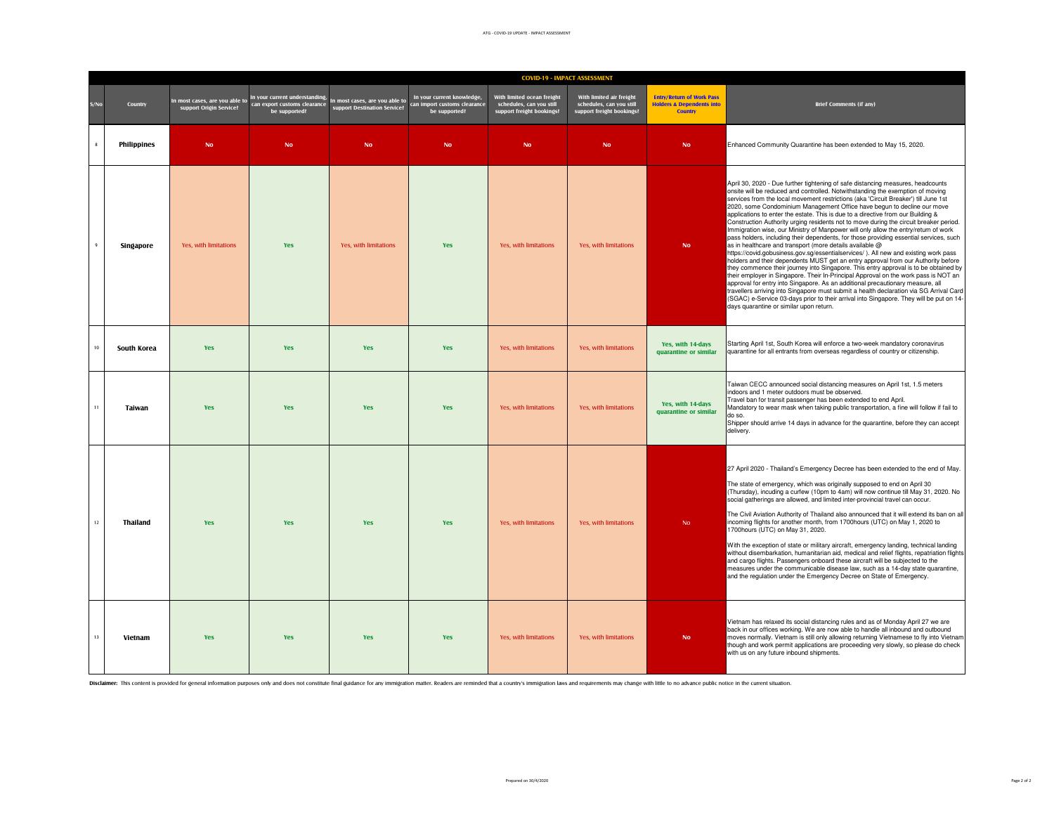| COVID-19 - IMPACT ASSESSMENT | | | | | | | | | |
|---|---|---|---|---|---|---|---|---|---|
| S/No | Country | In most cases, are you able to support Origin Service? | In your current understanding, can export customs clearance be supported? | In most cases, are you able to support Destination Service? | In your current knowledge, can import customs clearance be supported? | With limited ocean freight schedules, can you still support freight bookings? | With limited air freight schedules, can you still support freight bookings? | Entry/Return of Work Pass Holders & Dependents into Country | Brief Comments (if any) |
| 8 | **Philippines** | No | No | No | No | No | No | No | Enhanced Community Quarantine has been extended to May 15, 2020. |
| 9 | **Singapore** | Yes, with limitations | Yes | Yes, with limitations | Yes | Yes, with limitations | Yes, with limitations | No | April 30, 2020 - Due further tightening of safe distancing measures, headcounts onsite will be reduced and controlled. Notwithstanding the exemption of moving services from the local movement restrictions (aka 'Circuit Breaker') till June 1st 2020, some Condominium Management Office have begun to decline our move applications to enter the estate. This is due to a directive from our Building & Construction Authority urging residents not to move during the circuit breaker period. Immigration wise, our Ministry of Manpower will only allow the entry/return of work pass holders, including their dependents, for those providing essential services, such as in healthcare and transport (more details available @ https://covid.gobusiness.gov.sg/essentialservices/ ). All new and existing work pass holders and their dependents MUST get an entry approval from our Authority before they commence their journey into Singapore. This entry approval is to be obtained by their employer in Singapore. Their In-Principal Approval on the work pass is NOT an approval for entry into Singapore. As an additional precautionary measure, all travellers arriving into Singapore must submit a health declaration via SG Arrival Card (SGAC) e-Service 03-days prior to their arrival into Singapore. They will be put on 14-days quarantine or similar upon return. |
| 10 | **South Korea** | Yes | Yes | Yes | Yes | Yes, with limitations | Yes, with limitations | Yes, with 14-days quarantine or similar | Starting April 1st, South Korea will enforce a two-week mandatory coronavirus quarantine for all entrants from overseas regardless of country or citizenship. |
| 11 | **Taiwan** | Yes | Yes | Yes | Yes | Yes, with limitations | Yes, with limitations | Yes, with 14-days quarantine or similar | Taiwan CECC announced social distancing measures on April 1st, 1.5 meters indoors and 1 meter outdoors must be observed.<br>Travel ban for transit passenger has been extended to end April.<br>Mandatory to wear mask when taking public transportation, a fine will follow if fail to do so.<br>Shipper should arrive 14 days in advance for the quarantine, before they can accept delivery. |
| 12 | **Thailand** | Yes | Yes | Yes | Yes | Yes, with limitations | Yes, with limitations | No | 27 April 2020 - Thailand's Emergency Decree has been extended to the end of May.<br><br>The state of emergency, which was originally supposed to end on April 30 (Thursday), incuding a curfew (10pm to 4am) will now continue till May 31, 2020. No social gatherings are allowed, and limited inter-provincial travel can occur.<br><br>The Civil Aviation Authority of Thailand also announced that it will extend its ban on all incoming flights for another month, from 1700hours (UTC) on May 1, 2020 to 1700hours (UTC) on May 31, 2020.<br><br>With the exception of state or military aircraft, emergency landing, technical landing without disembarkation, humanitarian aid, medical and relief flights, repatriation flights and cargo flights. Passengers onboard these aircraft will be subjected to the measures under the communicable disease law, such as a 14-day state quarantine, and the regulation under the Emergency Decree on State of Emergency. |
| 13 | **Vietnam** | Yes | Yes | Yes | Yes | Yes, with limitations | Yes, with limitations | No | Vietnam has relaxed its social distancing rules and as of Monday April 27 we are back in our offices working. We are now able to handle all inbound and outbound moves normally. Vietnam is still only allowing returning Vietnamese to fly into Vietnam though and work permit applications are proceeding very slowly, so please do check with us on any future inbound shipments. |

**Disclaimer:** This content is provided for general information purposes only and does not constitute final guidance for any immigration matter. Readers are reminded that a country's immigration laws and requirements may change with little to no advance public notice in the current situation.

Prepared on 30/4/2020